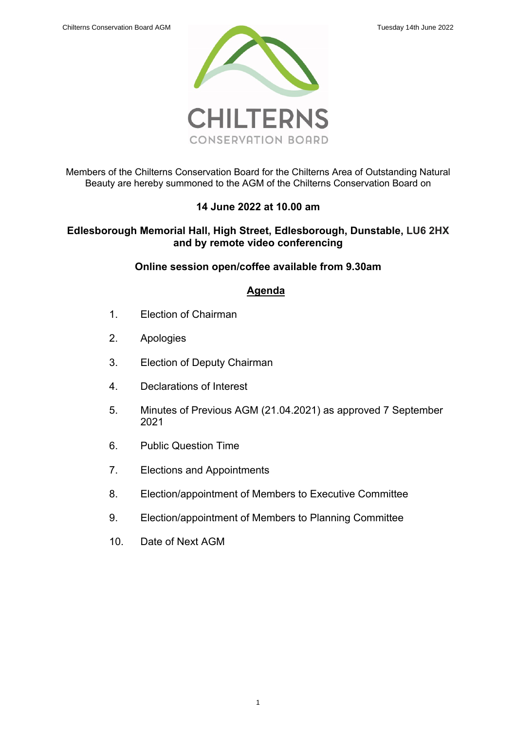CHILTERNS
CONSERVATION BOARD

Members of the Chilterns Conservation Board for the Chilterns Area of Outstanding Natural Beauty are hereby summoned to the AGM of the Chilterns Conservation Board on

**14 June 2022 at 10.00 am**

**Edlesborough Memorial Hall, High Street, Edlesborough, Dunstable, LU6 2HX and by remote video conferencing**

**Online session open/coffee available from 9.30am**

## Agenda

1. Election of Chairman
2. Apologies
3. Election of Deputy Chairman
4. Declarations of Interest
5. Minutes of Previous AGM (21.04.2021) as approved 7 September 2021
6. Public Question Time
7. Elections and Appointments
8. Election/appointment of Members to Executive Committee
9. Election/appointment of Members to Planning Committee
10. Date of Next AGM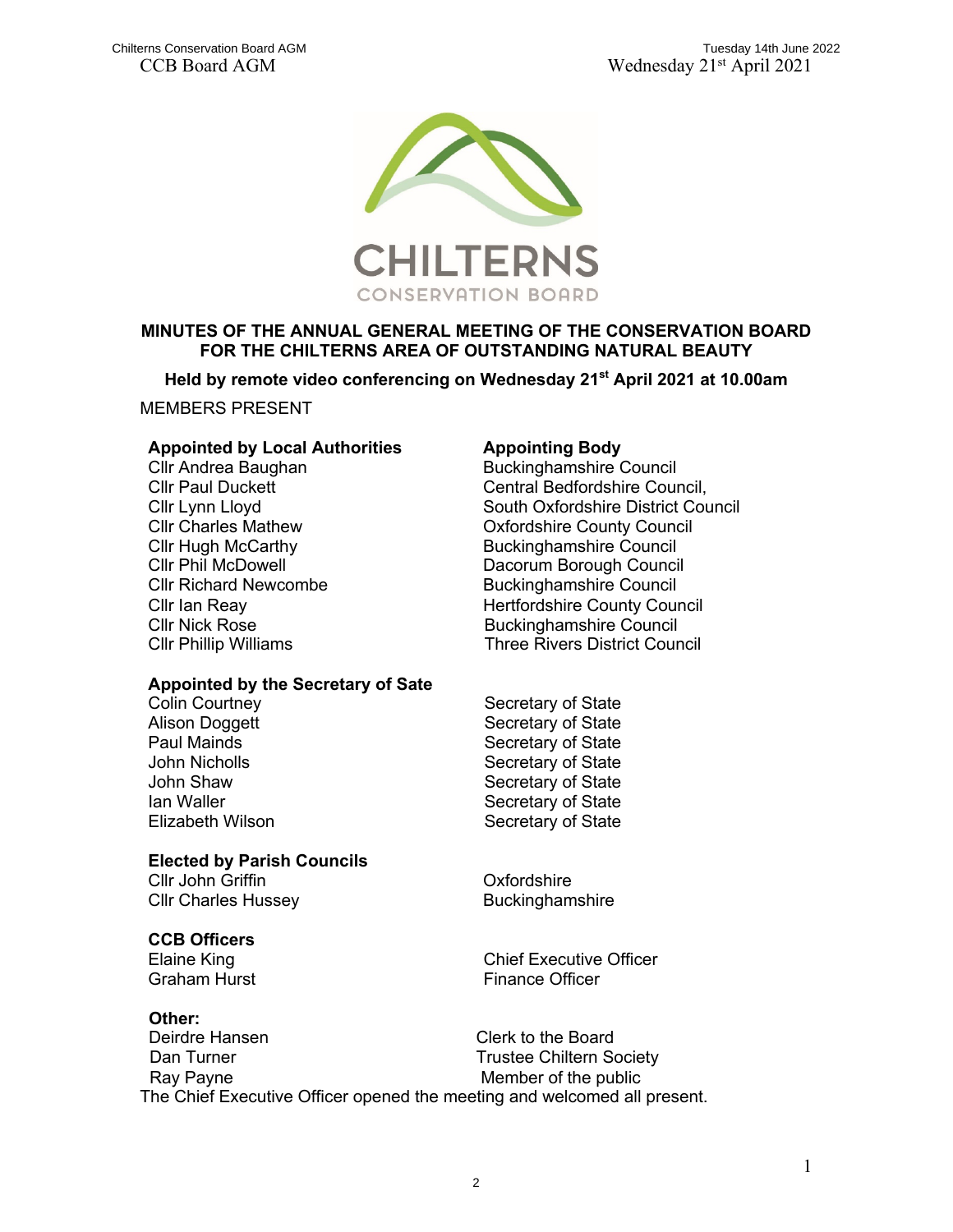# MINUTES OF THE ANNUAL GENERAL MEETING OF THE CONSERVATION BOARD FOR THE CHILTERNS AREA OF OUTSTANDING NATURAL BEAUTY

**Held by remote video conferencing on Wednesday 21st April 2021 at 10.00am**

MEMBERS PRESENT

| **Appointed by Local Authorities** | **Appointing Body** |
|---|---|
| Cllr Andrea Baughan | Buckinghamshire Council |
| Cllr Paul Duckett | Central Bedfordshire Council, |
| Cllr Lynn Lloyd | South Oxfordshire District Council |
| Cllr Charles Mathew | Oxfordshire County Council |
| Cllr Hugh McCarthy | Buckinghamshire Council |
| Cllr Phil McDowell | Dacorum Borough Council |
| Cllr Richard Newcombe | Buckinghamshire Council |
| Cllr Ian Reay | Hertfordshire County Council |
| Cllr Nick Rose | Buckinghamshire Council |
| Cllr Phillip Williams | Three Rivers District Council |
| **Appointed by the Secretary of Sate** | |
| Colin Courtney | Secretary of State |
| Alison Doggett | Secretary of State |
| Paul Mainds | Secretary of State |
| John Nicholls | Secretary of State |
| John Shaw | Secretary of State |
| Ian Waller | Secretary of State |
| Elizabeth Wilson | Secretary of State |
| **Elected by Parish Councils** | |
| Cllr John Griffin | Oxfordshire |
| Cllr Charles Hussey | Buckinghamshire |
| **CCB Officers** | |
| Elaine King | Chief Executive Officer |
| Graham Hurst | Finance Officer |
| **Other:** | |
| Deirdre Hansen | Clerk to the Board |
| Dan Turner | Trustee Chiltern Society |
| Ray Payne | Member of the public |

The Chief Executive Officer opened the meeting and welcomed all present.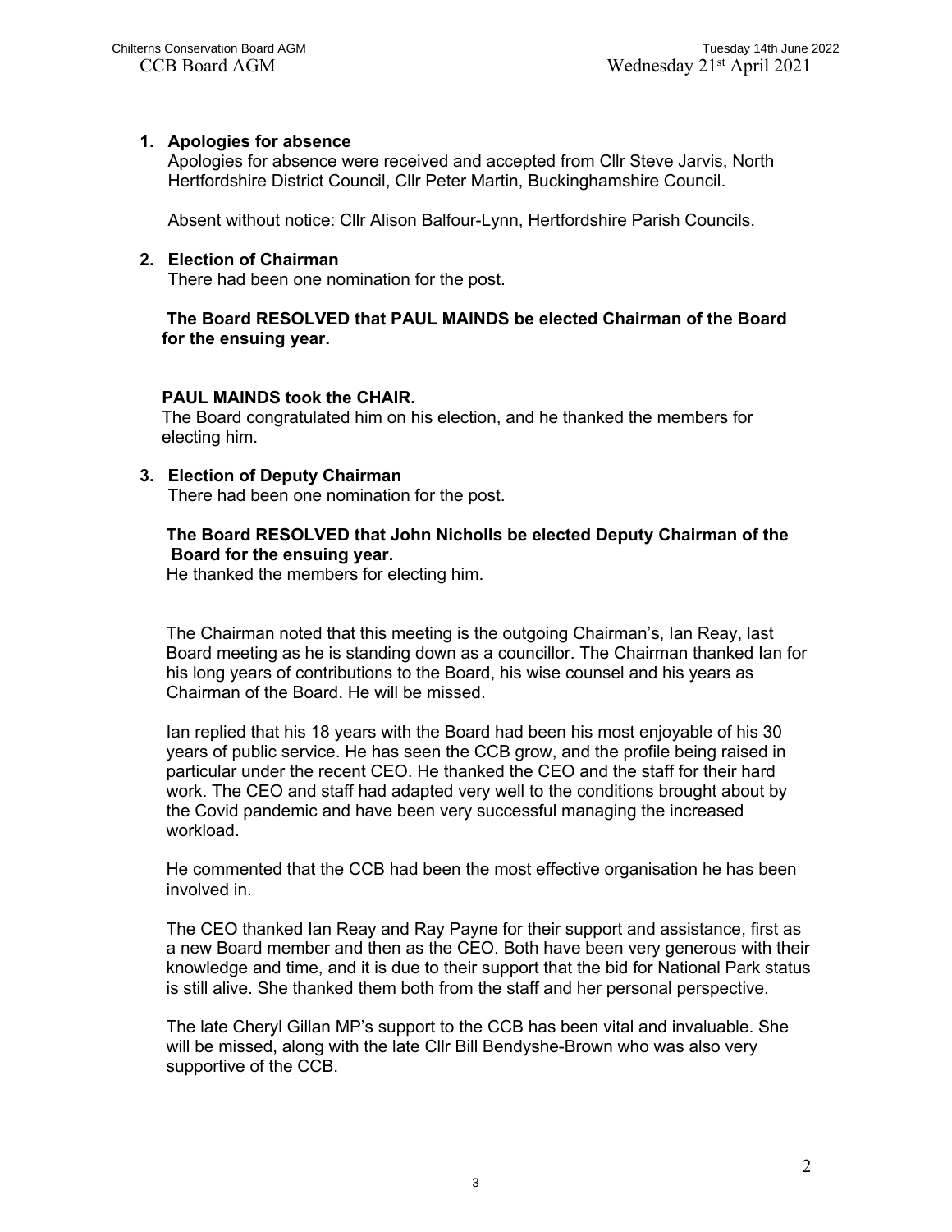1. **Apologies for absence**
   Apologies for absence were received and accepted from Cllr Steve Jarvis, North Hertfordshire District Council, Cllr Peter Martin, Buckinghamshire Council.

   Absent without notice: Cllr Alison Balfour-Lynn, Hertfordshire Parish Councils.

2. **Election of Chairman**
   There had been one nomination for the post.

   **The Board RESOLVED that PAUL MAINDS be elected Chairman of the Board for the ensuing year.**

   **PAUL MAINDS took the CHAIR.**
   The Board congratulated him on his election, and he thanked the members for electing him.

3. **Election of Deputy Chairman**
   There had been one nomination for the post.

   **The Board RESOLVED that John Nicholls be elected Deputy Chairman of the Board for the ensuing year.**
   He thanked the members for electing him.

   The Chairman noted that this meeting is the outgoing Chairman's, Ian Reay, last Board meeting as he is standing down as a councillor. The Chairman thanked Ian for his long years of contributions to the Board, his wise counsel and his years as Chairman of the Board. He will be missed.

   Ian replied that his 18 years with the Board had been his most enjoyable of his 30 years of public service. He has seen the CCB grow, and the profile being raised in particular under the recent CEO. He thanked the CEO and the staff for their hard work. The CEO and staff had adapted very well to the conditions brought about by the Covid pandemic and have been very successful managing the increased workload.

   He commented that the CCB had been the most effective organisation he has been involved in.

   The CEO thanked Ian Reay and Ray Payne for their support and assistance, first as a new Board member and then as the CEO. Both have been very generous with their knowledge and time, and it is due to their support that the bid for National Park status is still alive. She thanked them both from the staff and her personal perspective.

   The late Cheryl Gillan MP's support to the CCB has been vital and invaluable. She will be missed, along with the late Cllr Bill Bendyshe-Brown who was also very supportive of the CCB.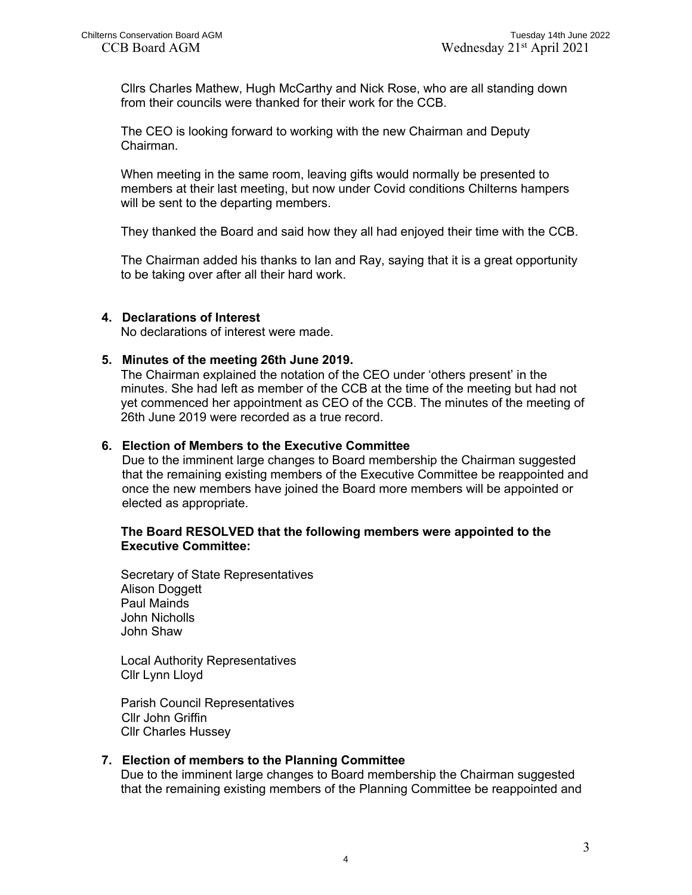Cllrs Charles Mathew, Hugh McCarthy and Nick Rose, who are all standing down from their councils were thanked for their work for the CCB.

The CEO is looking forward to working with the new Chairman and Deputy Chairman.

When meeting in the same room, leaving gifts would normally be presented to members at their last meeting, but now under Covid conditions Chilterns hampers will be sent to the departing members.

They thanked the Board and said how they all had enjoyed their time with the CCB.

The Chairman added his thanks to Ian and Ray, saying that it is a great opportunity to be taking over after all their hard work.

4. **Declarations of Interest**
   No declarations of interest were made.

5. **Minutes of the meeting 26th June 2019.**
   The Chairman explained the notation of the CEO under 'others present' in the minutes. She had left as member of the CCB at the time of the meeting but had not yet commenced her appointment as CEO of the CCB. The minutes of the meeting of 26th June 2019 were recorded as a true record.

6. **Election of Members to the Executive Committee**
   Due to the imminent large changes to Board membership the Chairman suggested that the remaining existing members of the Executive Committee be reappointed and once the new members have joined the Board more members will be appointed or elected as appropriate.

   **The Board RESOLVED that the following members were appointed to the Executive Committee:**

   Secretary of State Representatives
   Alison Doggett
   Paul Mainds
   John Nicholls
   John Shaw

   Local Authority Representatives
   Cllr Lynn Lloyd

   Parish Council Representatives
   Cllr John Griffin
   Cllr Charles Hussey

7. **Election of members to the Planning Committee**
   Due to the imminent large changes to Board membership the Chairman suggested that the remaining existing members of the Planning Committee be reappointed and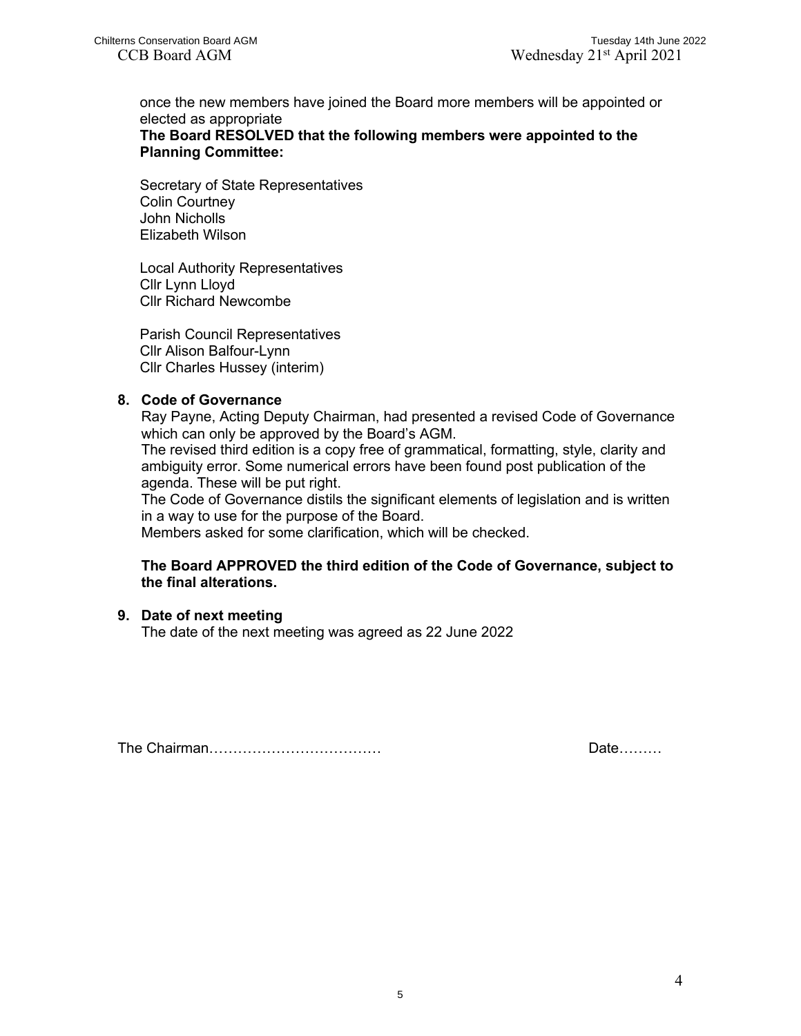once the new members have joined the Board more members will be appointed or elected as appropriate

**The Board RESOLVED that the following members were appointed to the Planning Committee:**

Secretary of State Representatives
Colin Courtney
John Nicholls
Elizabeth Wilson

Local Authority Representatives
Cllr Lynn Lloyd
Cllr Richard Newcombe

Parish Council Representatives
Cllr Alison Balfour-Lynn
Cllr Charles Hussey (interim)

**8. Code of Governance**

Ray Payne, Acting Deputy Chairman, had presented a revised Code of Governance which can only be approved by the Board's AGM.
The revised third edition is a copy free of grammatical, formatting, style, clarity and ambiguity error. Some numerical errors have been found post publication of the agenda. These will be put right.
The Code of Governance distils the significant elements of legislation and is written in a way to use for the purpose of the Board.
Members asked for some clarification, which will be checked.

**The Board APPROVED the third edition of the Code of Governance, subject to the final alterations.**

**9. Date of next meeting**

The date of the next meeting was agreed as 22 June 2022

The Chairman……………………………… Date………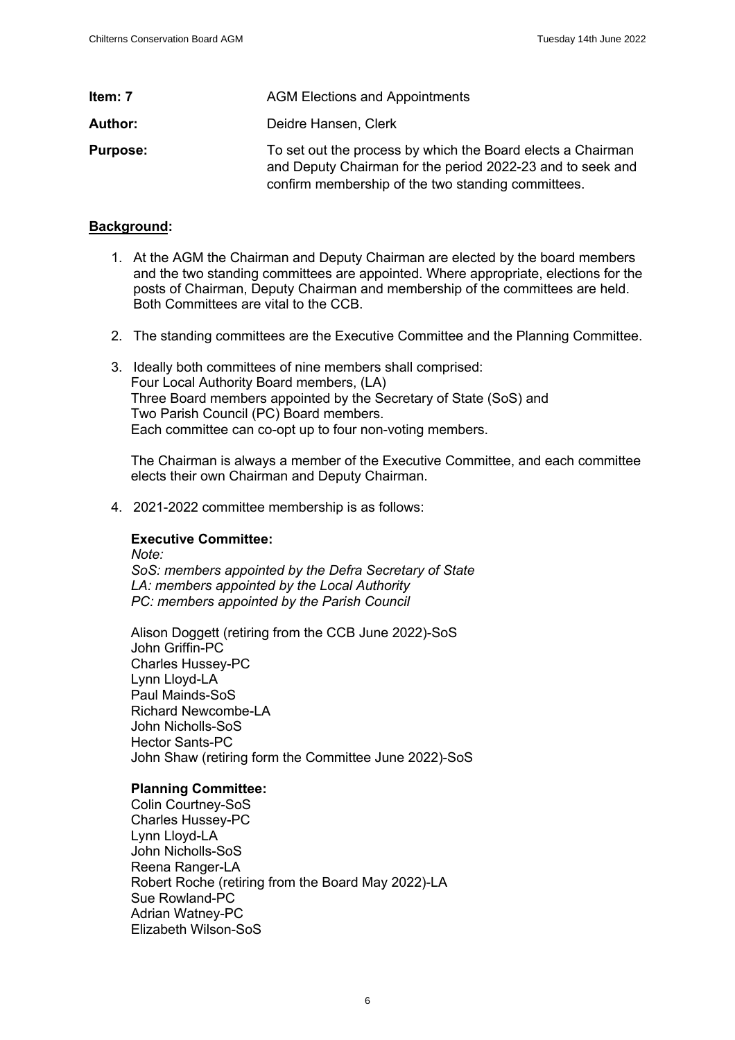**Item: 7** AGM Elections and Appointments

**Author:** Deidre Hansen, Clerk

**Purpose:** To set out the process by which the Board elects a Chairman and Deputy Chairman for the period 2022-23 and to seek and confirm membership of the two standing committees.

**Background:**

1. At the AGM the Chairman and Deputy Chairman are elected by the board members and the two standing committees are appointed. Where appropriate, elections for the posts of Chairman, Deputy Chairman and membership of the committees are held. Both Committees are vital to the CCB.

2. The standing committees are the Executive Committee and the Planning Committee.

3. Ideally both committees of nine members shall comprised:
   Four Local Authority Board members, (LA)
   Three Board members appointed by the Secretary of State (SoS) and
   Two Parish Council (PC) Board members.
   Each committee can co-opt up to four non-voting members.

   The Chairman is always a member of the Executive Committee, and each committee elects their own Chairman and Deputy Chairman.

4. 2021-2022 committee membership is as follows:

   **Executive Committee:**
   *Note:*
   *SoS: members appointed by the Defra Secretary of State*
   *LA: members appointed by the Local Authority*
   *PC: members appointed by the Parish Council*

   Alison Doggett (retiring from the CCB June 2022)-SoS
   John Griffin-PC
   Charles Hussey-PC
   Lynn Lloyd-LA
   Paul Mainds-SoS
   Richard Newcombe-LA
   John Nicholls-SoS
   Hector Sants-PC
   John Shaw (retiring form the Committee June 2022)-SoS

   **Planning Committee:**
   Colin Courtney-SoS
   Charles Hussey-PC
   Lynn Lloyd-LA
   John Nicholls-SoS
   Reena Ranger-LA
   Robert Roche (retiring from the Board May 2022)-LA
   Sue Rowland-PC
   Adrian Watney-PC
   Elizabeth Wilson-SoS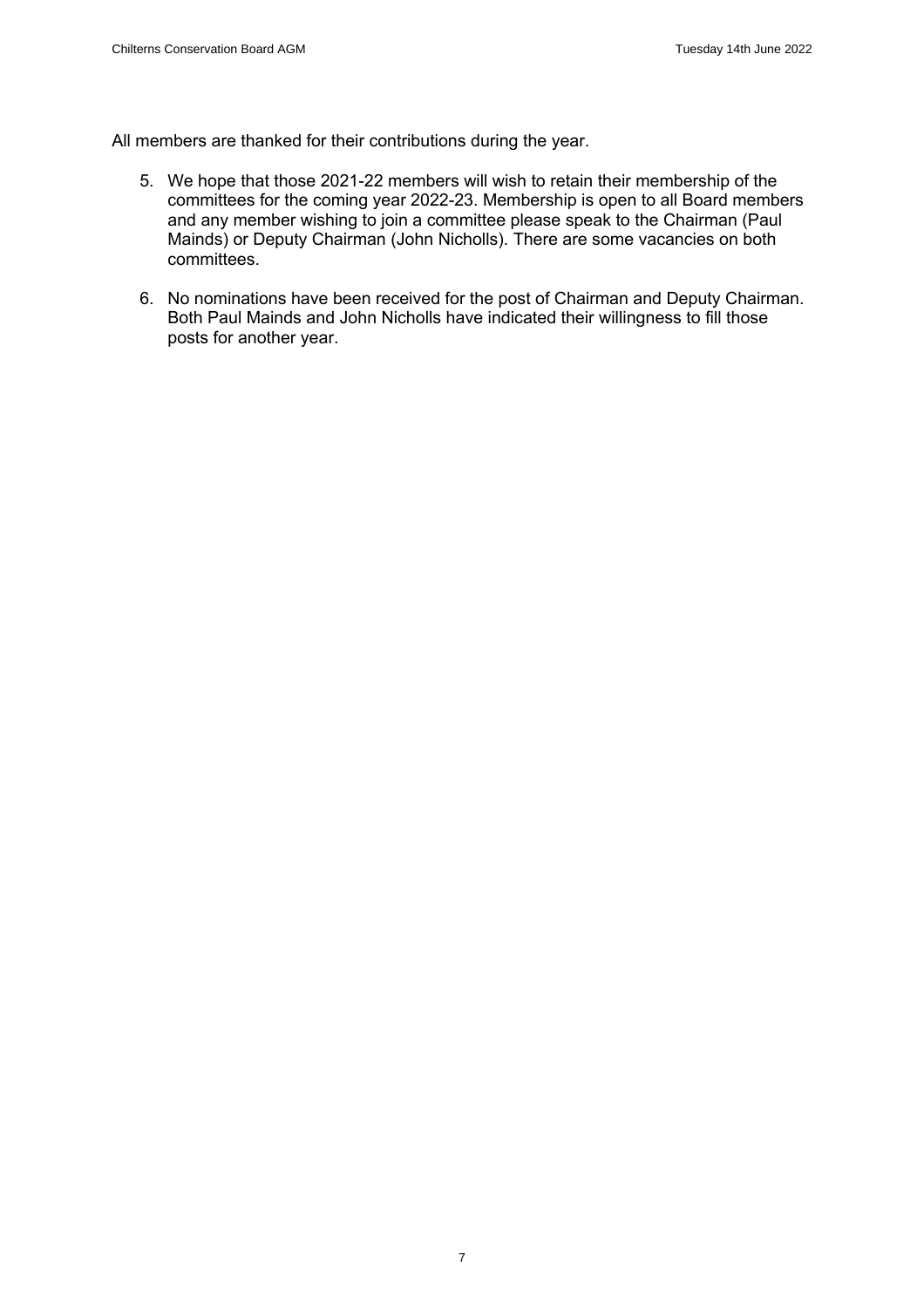All members are thanked for their contributions during the year.

5. We hope that those 2021-22 members will wish to retain their membership of the committees for the coming year 2022-23. Membership is open to all Board members and any member wishing to join a committee please speak to the Chairman (Paul Mainds) or Deputy Chairman (John Nicholls). There are some vacancies on both committees.

6. No nominations have been received for the post of Chairman and Deputy Chairman. Both Paul Mainds and John Nicholls have indicated their willingness to fill those posts for another year.